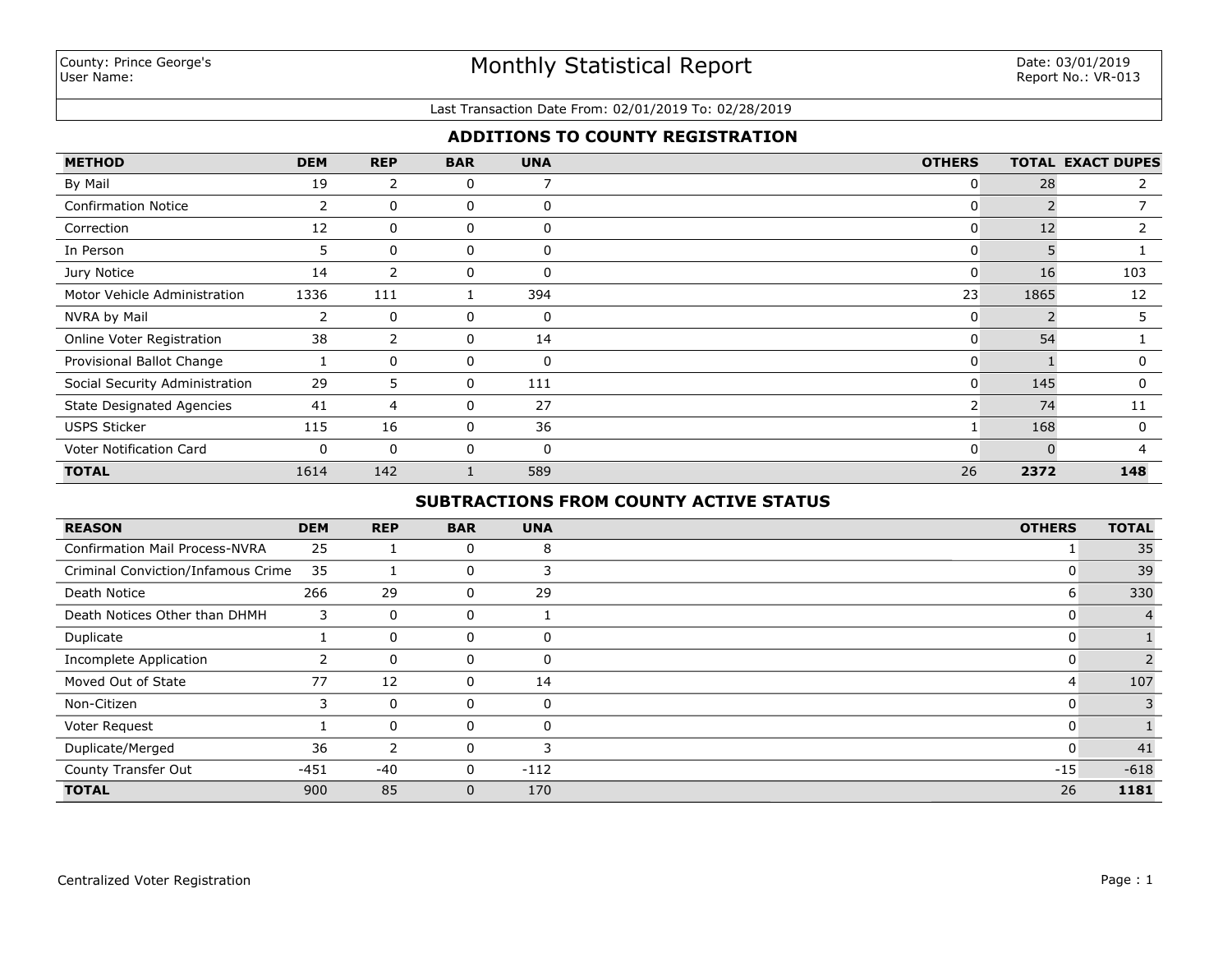County: Prince George's
User Name:

# Monthly Statistical Report

Date: 03/01/2019
Report No.: VR-013

Last Transaction Date From: 02/01/2019 To: 02/28/2019

## ADDITIONS TO COUNTY REGISTRATION

| METHOD | DEM | REP | BAR | UNA | OTHERS | TOTAL | EXACT DUPES |
|---|---|---|---|---|---|---|---|
| By Mail | 19 | 2 | 0 | 7 | 0 | 28 | 2 |
| Confirmation Notice | 2 | 0 | 0 | 0 | 0 | 2 | 7 |
| Correction | 12 | 0 | 0 | 0 | 0 | 12 | 2 |
| In Person | 5 | 0 | 0 | 0 | 0 | 5 | 1 |
| Jury Notice | 14 | 2 | 0 | 0 | 0 | 16 | 103 |
| Motor Vehicle Administration | 1336 | 111 | 1 | 394 | 23 | 1865 | 12 |
| NVRA by Mail | 2 | 0 | 0 | 0 | 0 | 2 | 5 |
| Online Voter Registration | 38 | 2 | 0 | 14 | 0 | 54 | 1 |
| Provisional Ballot Change | 1 | 0 | 0 | 0 | 0 | 1 | 0 |
| Social Security Administration | 29 | 5 | 0 | 111 | 0 | 145 | 0 |
| State Designated Agencies | 41 | 4 | 0 | 27 | 2 | 74 | 11 |
| USPS Sticker | 115 | 16 | 0 | 36 | 1 | 168 | 0 |
| Voter Notification Card | 0 | 0 | 0 | 0 | 0 | 0 | 4 |
| **TOTAL** | 1614 | 142 | 1 | 589 | 26 | **2372** | **148** |

## SUBTRACTIONS FROM COUNTY ACTIVE STATUS

| REASON | DEM | REP | BAR | UNA | OTHERS | TOTAL |
|---|---|---|---|---|---|---|
| Confirmation Mail Process-NVRA | 25 | 1 | 0 | 8 | 1 | 35 |
| Criminal Conviction/Infamous Crime | 35 | 1 | 0 | 3 | 0 | 39 |
| Death Notice | 266 | 29 | 0 | 29 | 6 | 330 |
| Death Notices Other than DHMH | 3 | 0 | 0 | 1 | 0 | 4 |
| Duplicate | 1 | 0 | 0 | 0 | 0 | 1 |
| Incomplete Application | 2 | 0 | 0 | 0 | 0 | 2 |
| Moved Out of State | 77 | 12 | 0 | 14 | 4 | 107 |
| Non-Citizen | 3 | 0 | 0 | 0 | 0 | 3 |
| Voter Request | 1 | 0 | 0 | 0 | 0 | 1 |
| Duplicate/Merged | 36 | 2 | 0 | 3 | 0 | 41 |
| County Transfer Out | -451 | -40 | 0 | -112 | -15 | -618 |
| **TOTAL** | 900 | 85 | 0 | 170 | 26 | **1181** |

Centralized Voter Registration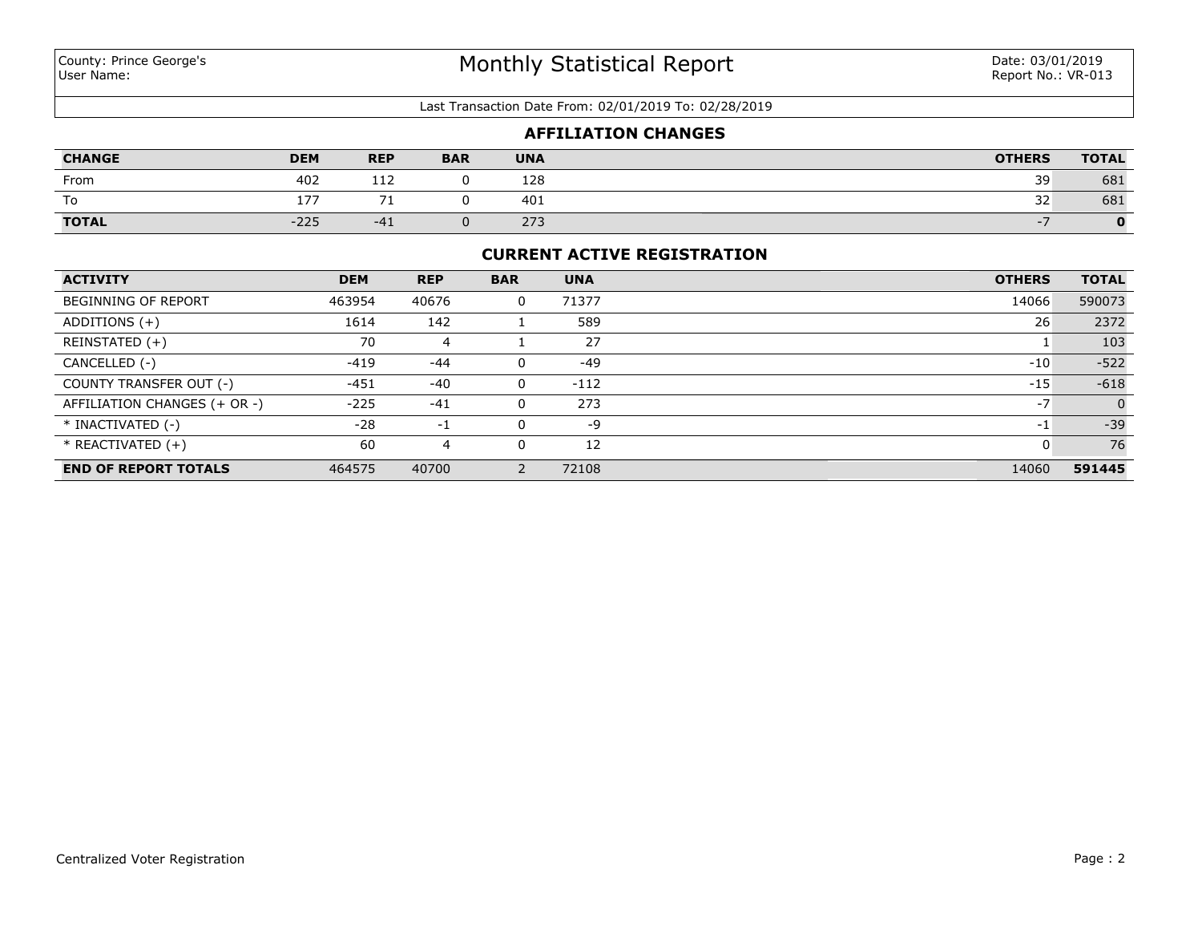County: Prince George's
User Name:

# Monthly Statistical Report

Date: 03/01/2019
Report No.: VR-013

Last Transaction Date From: 02/01/2019 To: 02/28/2019

## AFFILIATION CHANGES

| CHANGE | DEM | REP | BAR | UNA | OTHERS | TOTAL |
|---|---|---|---|---|---|---|
| From | 402 | 112 | 0 | 128 | 39 | 681 |
| To | 177 | 71 | 0 | 401 | 32 | 681 |
| **TOTAL** | -225 | -41 | 0 | 273 | -7 | **0** |

## CURRENT ACTIVE REGISTRATION

| ACTIVITY | DEM | REP | BAR | UNA | OTHERS | TOTAL |
|---|---|---|---|---|---|---|
| BEGINNING OF REPORT | 463954 | 40676 | 0 | 71377 | 14066 | 590073 |
| ADDITIONS (+) | 1614 | 142 | 1 | 589 | 26 | 2372 |
| REINSTATED (+) | 70 | 4 | 1 | 27 | 1 | 103 |
| CANCELLED (-) | -419 | -44 | 0 | -49 | -10 | -522 |
| COUNTY TRANSFER OUT (-) | -451 | -40 | 0 | -112 | -15 | -618 |
| AFFILIATION CHANGES (+ OR -) | -225 | -41 | 0 | 273 | -7 | 0 |
| * INACTIVATED (-) | -28 | -1 | 0 | -9 | -1 | -39 |
| * REACTIVATED (+) | 60 | 4 | 0 | 12 | 0 | 76 |
| **END OF REPORT TOTALS** | 464575 | 40700 | 2 | 72108 | 14060 | **591445** |

Centralized Voter Registration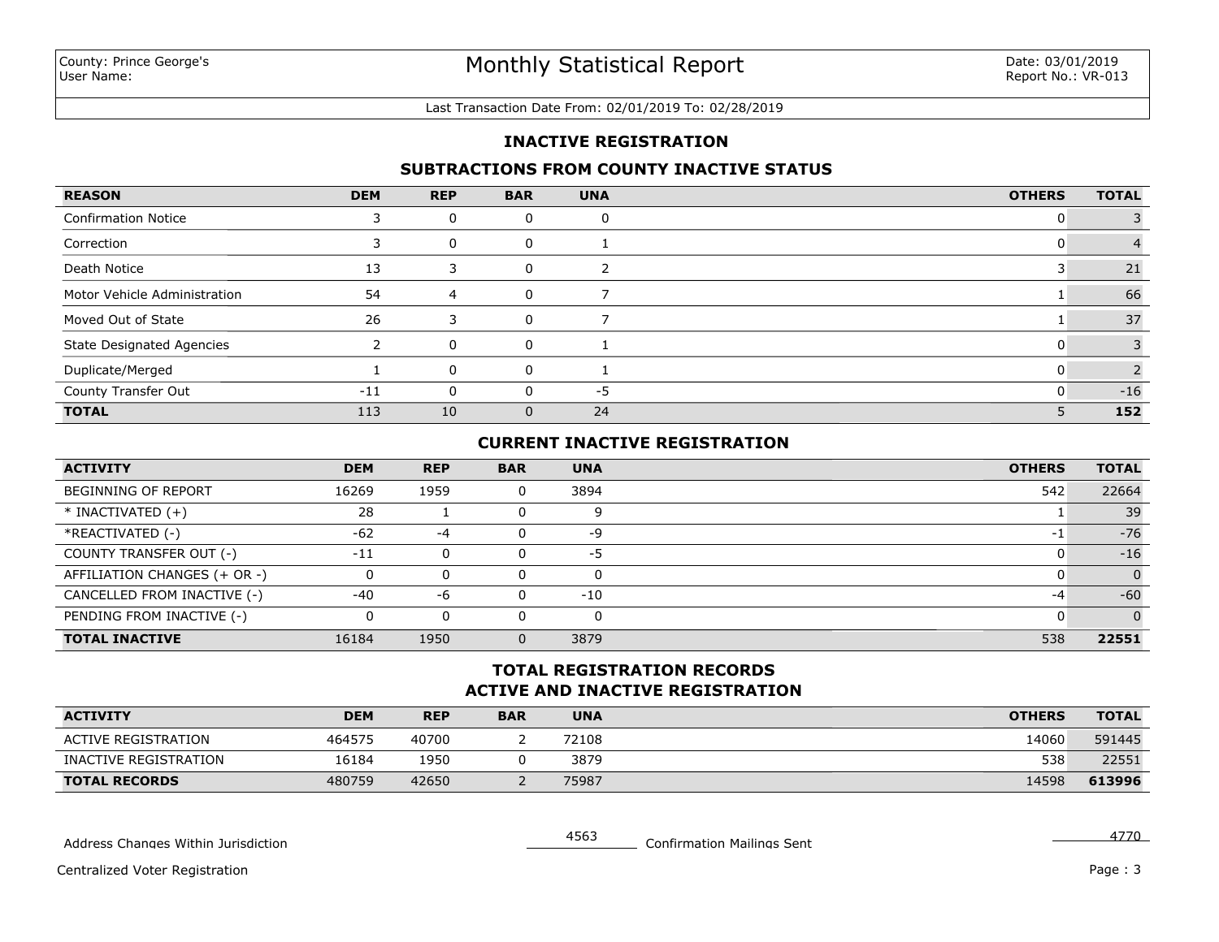County: Prince George's
User Name:

# Monthly Statistical Report

Date: 03/01/2019
Report No.: VR-013

Last Transaction Date From: 02/01/2019 To: 02/28/2019

## INACTIVE REGISTRATION

### SUBTRACTIONS FROM COUNTY INACTIVE STATUS

| REASON | DEM | REP | BAR | UNA | OTHERS | TOTAL |
|---|---|---|---|---|---|---|
| Confirmation Notice | 3 | 0 | 0 | 0 | 0 | 3 |
| Correction | 3 | 0 | 0 | 1 | 0 | 4 |
| Death Notice | 13 | 3 | 0 | 2 | 3 | 21 |
| Motor Vehicle Administration | 54 | 4 | 0 | 7 | 1 | 66 |
| Moved Out of State | 26 | 3 | 0 | 7 | 1 | 37 |
| State Designated Agencies | 2 | 0 | 0 | 1 | 0 | 3 |
| Duplicate/Merged | 1 | 0 | 0 | 1 | 0 | 2 |
| County Transfer Out | -11 | 0 | 0 | -5 | 0 | -16 |
| **TOTAL** | 113 | 10 | 0 | 24 | 5 | **152** |

### CURRENT INACTIVE REGISTRATION

| ACTIVITY | DEM | REP | BAR | UNA | OTHERS | TOTAL |
|---|---|---|---|---|---|---|
| BEGINNING OF REPORT | 16269 | 1959 | 0 | 3894 | 542 | 22664 |
| * INACTIVATED (+) | 28 | 1 | 0 | 9 | 1 | 39 |
| *REACTIVATED (-) | -62 | -4 | 0 | -9 | -1 | -76 |
| COUNTY TRANSFER OUT (-) | -11 | 0 | 0 | -5 | 0 | -16 |
| AFFILIATION CHANGES (+ OR -) | 0 | 0 | 0 | 0 | 0 | 0 |
| CANCELLED FROM INACTIVE (-) | -40 | -6 | 0 | -10 | -4 | -60 |
| PENDING FROM INACTIVE (-) | 0 | 0 | 0 | 0 | 0 | 0 |
| **TOTAL INACTIVE** | 16184 | 1950 | 0 | 3879 | 538 | **22551** |

### TOTAL REGISTRATION RECORDS
### ACTIVE AND INACTIVE REGISTRATION

| ACTIVITY | DEM | REP | BAR | UNA | OTHERS | TOTAL |
|---|---|---|---|---|---|---|
| ACTIVE REGISTRATION | 464575 | 40700 | 2 | 72108 | 14060 | 591445 |
| INACTIVE REGISTRATION | 16184 | 1950 | 0 | 3879 | 538 | 22551 |
| **TOTAL RECORDS** | 480759 | 42650 | 2 | 75987 | 14598 | **613996** |

Address Changes Within Jurisdiction 4563 Confirmation Mailings Sent 4770

Centralized Voter Registration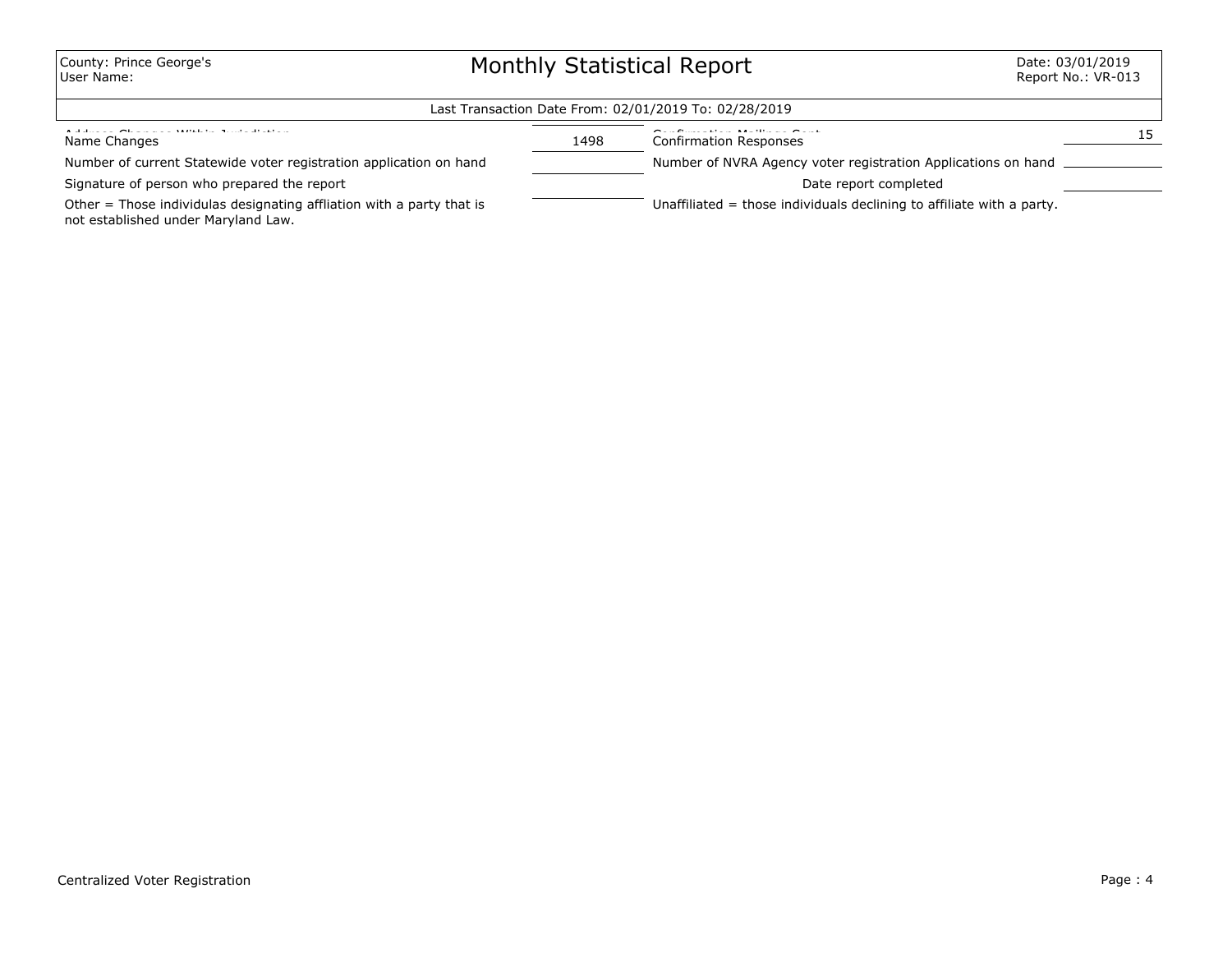County: Prince George's
User Name:

# Monthly Statistical Report

Date: 03/01/2019
Report No.: VR-013

Last Transaction Date From: 02/01/2019 To: 02/28/2019

| | | | |
|---|---|---|---|
| Address Changes Within Jurisdiction | | Confirmation Mailings Sent | |
| Name Changes | 1498 | Confirmation Responses | 15 |
| Number of current Statewide voter registration application on hand | | Number of NVRA Agency voter registration Applications on hand | |
| Signature of person who prepared the report | | Date report completed | |

Other = Those individulas designating affliation with a party that is not established under Maryland Law.

Unaffiliated = those individuals declining to affiliate with a party.

Centralized Voter Registration